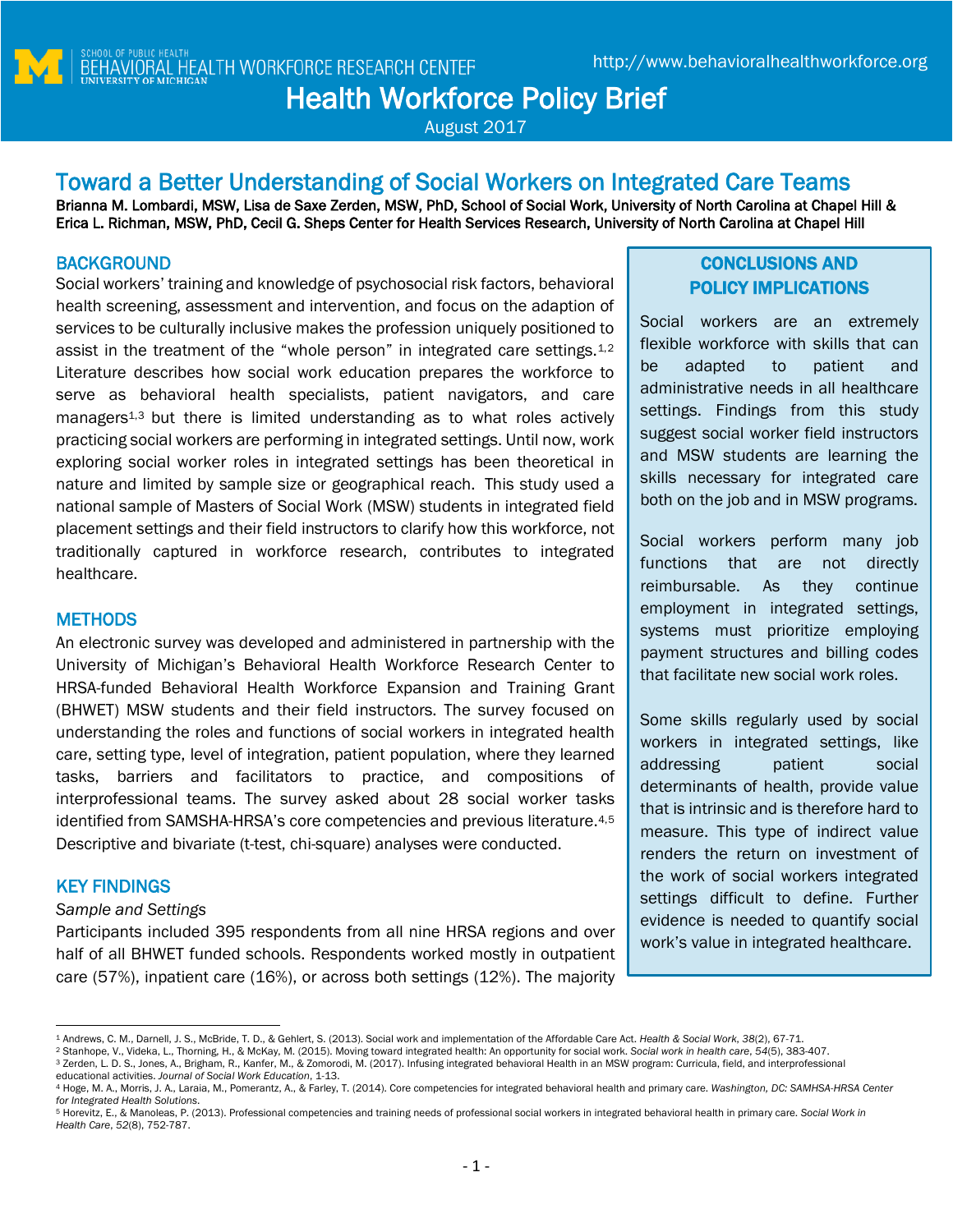SCHOOL OF PUBLIC HEALTH
BEHAVIORAL HEALTH WORKFORCE RESEARCH CENTER
UNIVERSITY OF MICHIGAN

http://www.behavioralhealthworkforce.org

# Health Workforce Policy Brief

August 2017

## Toward a Better Understanding of Social Workers on Integrated Care Teams

**Brianna M. Lombardi, MSW, Lisa de Saxe Zerden, MSW, PhD, School of Social Work, University of North Carolina at Chapel Hill & Erica L. Richman, MSW, PhD, Cecil G. Sheps Center for Health Services Research, University of North Carolina at Chapel Hill**

### BACKGROUND

Social workers' training and knowledge of psychosocial risk factors, behavioral health screening, assessment and intervention, and focus on the adaption of services to be culturally inclusive makes the profession uniquely positioned to assist in the treatment of the "whole person" in integrated care settings.[1,2] Literature describes how social work education prepares the workforce to serve as behavioral health specialists, patient navigators, and care managers[1,3] but there is limited understanding as to what roles actively practicing social workers are performing in integrated settings. Until now, work exploring social worker roles in integrated settings has been theoretical in nature and limited by sample size or geographical reach. This study used a national sample of Masters of Social Work (MSW) students in integrated field placement settings and their field instructors to clarify how this workforce, not traditionally captured in workforce research, contributes to integrated healthcare.

### METHODS

An electronic survey was developed and administered in partnership with the University of Michigan's Behavioral Health Workforce Research Center to HRSA-funded Behavioral Health Workforce Expansion and Training Grant (BHWET) MSW students and their field instructors. The survey focused on understanding the roles and functions of social workers in integrated health care, setting type, level of integration, patient population, where they learned tasks, barriers and facilitators to practice, and compositions of interprofessional teams. The survey asked about 28 social worker tasks identified from SAMSHA-HRSA's core competencies and previous literature.[4,5] Descriptive and bivariate (t-test, chi-square) analyses were conducted.

### KEY FINDINGS

*Sample and Settings*

Participants included 395 respondents from all nine HRSA regions and over half of all BHWET funded schools. Respondents worked mostly in outpatient care (57%), inpatient care (16%), or across both settings (12%). The majority

### CONCLUSIONS AND POLICY IMPLICATIONS

Social workers are an extremely flexible workforce with skills that can be adapted to patient and administrative needs in all healthcare settings. Findings from this study suggest social worker field instructors and MSW students are learning the skills necessary for integrated care both on the job and in MSW programs.

Social workers perform many job functions that are not directly reimbursable. As they continue employment in integrated settings, systems must prioritize employing payment structures and billing codes that facilitate new social work roles.

Some skills regularly used by social workers in integrated settings, like addressing patient social determinants of health, provide value that is intrinsic and is therefore hard to measure. This type of indirect value renders the return on investment of the work of social workers integrated settings difficult to define. Further evidence is needed to quantify social work's value in integrated healthcare.

---

[1] Andrews, C. M., Darnell, J. S., McBride, T. D., & Gehlert, S. (2013). Social work and implementation of the Affordable Care Act. *Health & Social Work, 38*(2), 67-71.

[2] Stanhope, V., Videka, L., Thorning, H., & McKay, M. (2015). Moving toward integrated health: An opportunity for social work. *Social work in health care, 54*(5), 383-407.

[3] Zerden, L. D. S., Jones, A., Brigham, R., Kanfer, M., & Zomorodi, M. (2017). Infusing integrated behavioral Health in an MSW program: Curricula, field, and interprofessional educational activities. *Journal of Social Work Education*, 1-13.

[4] Hoge, M. A., Morris, J. A., Laraia, M., Pomerantz, A., & Farley, T. (2014). Core competencies for integrated behavioral health and primary care. *Washington, DC: SAMHSA-HRSA Center for Integrated Health Solutions*.

[5] Horevitz, E., & Manoleas, P. (2013). Professional competencies and training needs of professional social workers in integrated behavioral health in primary care. *Social Work in Health Care, 52*(8), 752-787.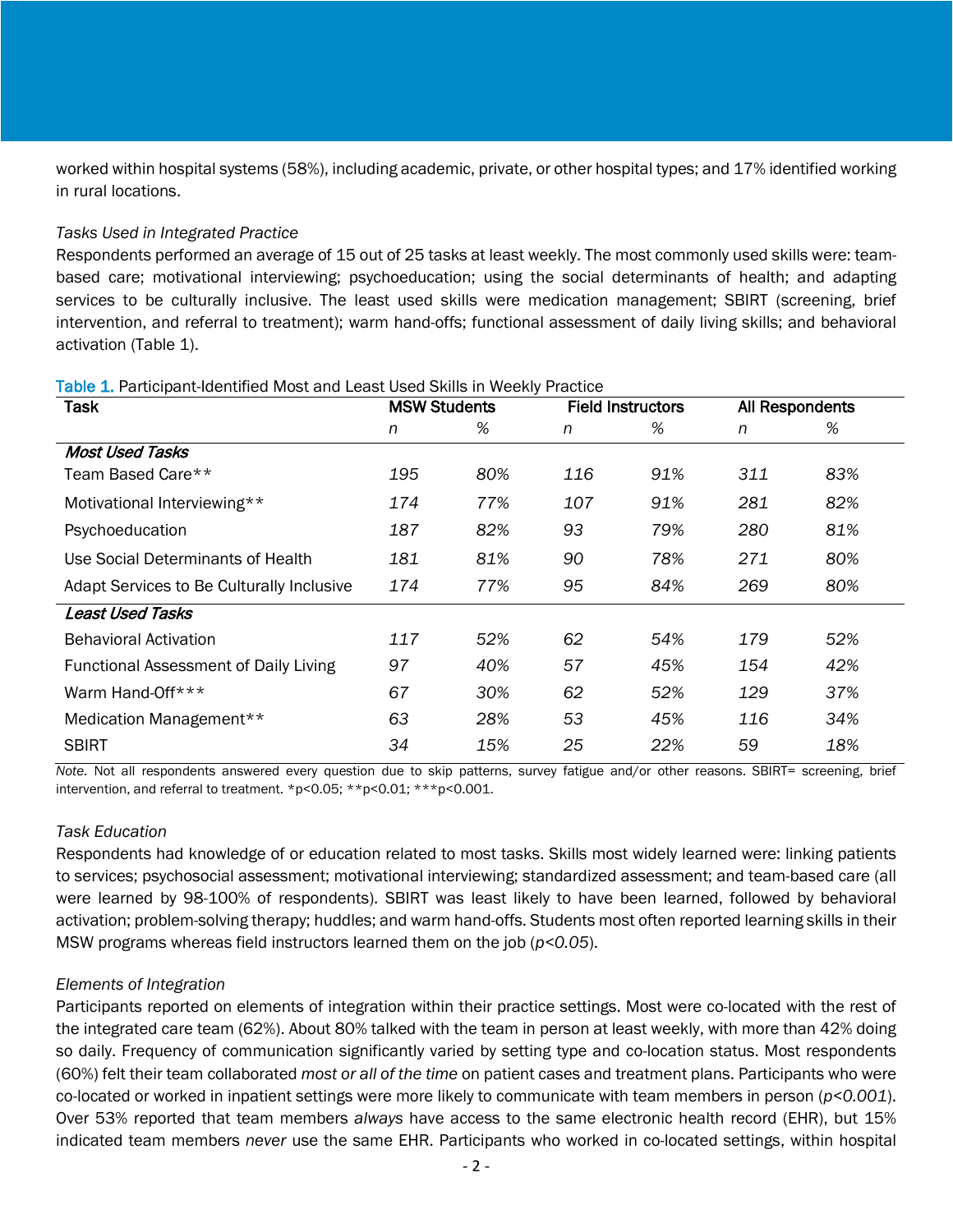worked within hospital systems (58%), including academic, private, or other hospital types; and 17% identified working in rural locations.

*Tasks Used in Integrated Practice*

Respondents performed an average of 15 out of 25 tasks at least weekly. The most commonly used skills were: team-based care; motivational interviewing; psychoeducation; using the social determinants of health; and adapting services to be culturally inclusive. The least used skills were medication management; SBIRT (screening, brief intervention, and referral to treatment); warm hand-offs; functional assessment of daily living skills; and behavioral activation (Table 1).

Table 1. Participant-Identified Most and Least Used Skills in Weekly Practice

| Task | MSW Students | | Field Instructors | | All Respondents | |
|---|---|---|---|---|---|---|
| | *n* | % | *n* | % | *n* | % |
| ***Most Used Tasks*** | | | | | | |
| Team Based Care** | *195* | *80%* | *116* | *91%* | *311* | *83%* |
| Motivational Interviewing** | *174* | *77%* | *107* | *91%* | *281* | *82%* |
| Psychoeducation | *187* | *82%* | *93* | *79%* | *280* | *81%* |
| Use Social Determinants of Health | *181* | *81%* | *90* | *78%* | *271* | *80%* |
| Adapt Services to Be Culturally Inclusive | *174* | *77%* | *95* | *84%* | *269* | *80%* |
| ***Least Used Tasks*** | | | | | | |
| Behavioral Activation | *117* | *52%* | *62* | *54%* | *179* | *52%* |
| Functional Assessment of Daily Living | *97* | *40%* | *57* | *45%* | *154* | *42%* |
| Warm Hand-Off*** | *67* | *30%* | *62* | *52%* | *129* | *37%* |
| Medication Management** | *63* | *28%* | *53* | *45%* | *116* | *34%* |
| SBIRT | *34* | *15%* | *25* | *22%* | *59* | *18%* |

*Note.* Not all respondents answered every question due to skip patterns, survey fatigue and/or other reasons. SBIRT= screening, brief intervention, and referral to treatment. *$p<0.05$; **$p<0.01$; ***$p<0.001$.

*Task Education*

Respondents had knowledge of or education related to most tasks. Skills most widely learned were: linking patients to services; psychosocial assessment; motivational interviewing; standardized assessment; and team-based care (all were learned by 98-100% of respondents). SBIRT was least likely to have been learned, followed by behavioral activation; problem-solving therapy; huddles; and warm hand-offs. Students most often reported learning skills in their MSW programs whereas field instructors learned them on the job ($p<0.05$).

*Elements of Integration*

Participants reported on elements of integration within their practice settings. Most were co-located with the rest of the integrated care team (62%). About 80% talked with the team in person at least weekly, with more than 42% doing so daily. Frequency of communication significantly varied by setting type and co-location status. Most respondents (60%) felt their team collaborated *most or all of the time* on patient cases and treatment plans. Participants who were co-located or worked in inpatient settings were more likely to communicate with team members in person ($p<0.001$). Over 53% reported that team members *always* have access to the same electronic health record (EHR), but 15% indicated team members *never* use the same EHR. Participants who worked in co-located settings, within hospital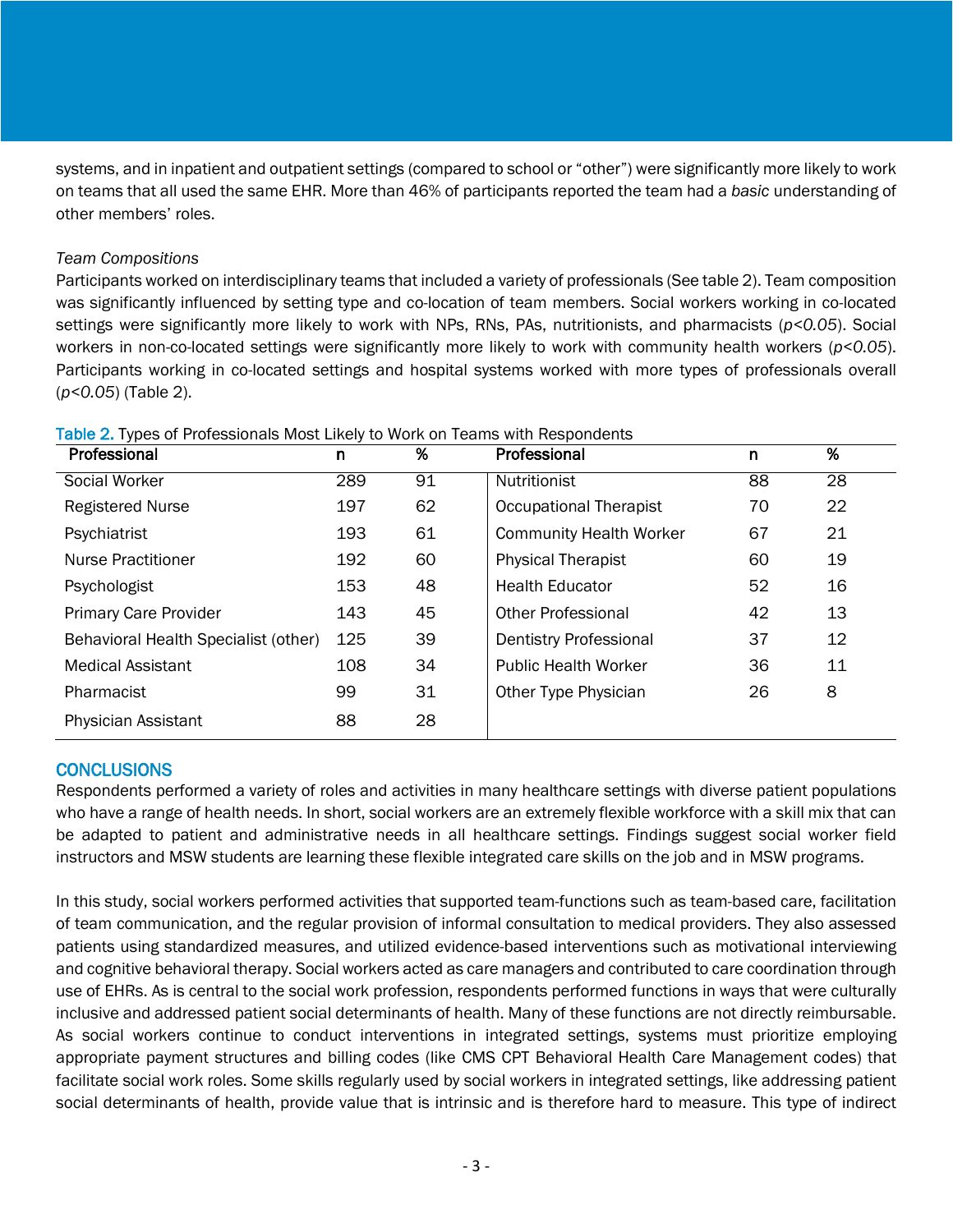systems, and in inpatient and outpatient settings (compared to school or "other") were significantly more likely to work on teams that all used the same EHR. More than 46% of participants reported the team had a *basic* understanding of other members' roles.

*Team Compositions*

Participants worked on interdisciplinary teams that included a variety of professionals (See table 2). Team composition was significantly influenced by setting type and co-location of team members. Social workers working in co-located settings were significantly more likely to work with NPs, RNs, PAs, nutritionists, and pharmacists ($p<0.05$). Social workers in non-co-located settings were significantly more likely to work with community health workers ($p<0.05$). Participants working in co-located settings and hospital systems worked with more types of professionals overall ($p<0.05$) (Table 2).

Table 2. Types of Professionals Most Likely to Work on Teams with Respondents

| Professional | n | % | Professional | n | % |
|---|---|---|---|---|---|
| Social Worker | 289 | 91 | Nutritionist | 88 | 28 |
| Registered Nurse | 197 | 62 | Occupational Therapist | 70 | 22 |
| Psychiatrist | 193 | 61 | Community Health Worker | 67 | 21 |
| Nurse Practitioner | 192 | 60 | Physical Therapist | 60 | 19 |
| Psychologist | 153 | 48 | Health Educator | 52 | 16 |
| Primary Care Provider | 143 | 45 | Other Professional | 42 | 13 |
| Behavioral Health Specialist (other) | 125 | 39 | Dentistry Professional | 37 | 12 |
| Medical Assistant | 108 | 34 | Public Health Worker | 36 | 11 |
| Pharmacist | 99 | 31 | Other Type Physician | 26 | 8 |
| Physician Assistant | 88 | 28 | | | |

## CONCLUSIONS

Respondents performed a variety of roles and activities in many healthcare settings with diverse patient populations who have a range of health needs. In short, social workers are an extremely flexible workforce with a skill mix that can be adapted to patient and administrative needs in all healthcare settings. Findings suggest social worker field instructors and MSW students are learning these flexible integrated care skills on the job and in MSW programs.

In this study, social workers performed activities that supported team-functions such as team-based care, facilitation of team communication, and the regular provision of informal consultation to medical providers. They also assessed patients using standardized measures, and utilized evidence-based interventions such as motivational interviewing and cognitive behavioral therapy. Social workers acted as care managers and contributed to care coordination through use of EHRs. As is central to the social work profession, respondents performed functions in ways that were culturally inclusive and addressed patient social determinants of health. Many of these functions are not directly reimbursable. As social workers continue to conduct interventions in integrated settings, systems must prioritize employing appropriate payment structures and billing codes (like CMS CPT Behavioral Health Care Management codes) that facilitate social work roles. Some skills regularly used by social workers in integrated settings, like addressing patient social determinants of health, provide value that is intrinsic and is therefore hard to measure. This type of indirect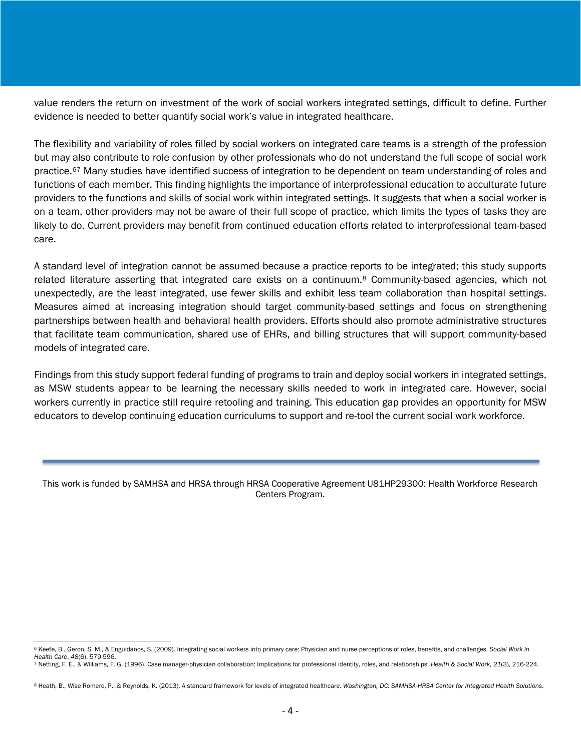value renders the return on investment of the work of social workers integrated settings, difficult to define. Further evidence is needed to better quantify social work's value in integrated healthcare.

The flexibility and variability of roles filled by social workers on integrated care teams is a strength of the profession but may also contribute to role confusion by other professionals who do not understand the full scope of social work practice.[6,7] Many studies have identified success of integration to be dependent on team understanding of roles and functions of each member. This finding highlights the importance of interprofessional education to acculturate future providers to the functions and skills of social work within integrated settings. It suggests that when a social worker is on a team, other providers may not be aware of their full scope of practice, which limits the types of tasks they are likely to do. Current providers may benefit from continued education efforts related to interprofessional team-based care.

A standard level of integration cannot be assumed because a practice reports to be integrated; this study supports related literature asserting that integrated care exists on a continuum.[8] Community-based agencies, which not unexpectedly, are the least integrated, use fewer skills and exhibit less team collaboration than hospital settings. Measures aimed at increasing integration should target community-based settings and focus on strengthening partnerships between health and behavioral health providers. Efforts should also promote administrative structures that facilitate team communication, shared use of EHRs, and billing structures that will support community-based models of integrated care.

Findings from this study support federal funding of programs to train and deploy social workers in integrated settings, as MSW students appear to be learning the necessary skills needed to work in integrated care. However, social workers currently in practice still require retooling and training. This education gap provides an opportunity for MSW educators to develop continuing education curriculums to support and re-tool the current social work workforce.

---

This work is funded by SAMHSA and HRSA through HRSA Cooperative Agreement U81HP29300: Health Workforce Research Centers Program.

---

[6] Keefe, B., Geron, S. M., & Enguidanos, S. (2009). Integrating social workers into primary care: Physician and nurse perceptions of roles, benefits, and challenges. *Social Work in Health Care*, *48*(6), 579-596.

[7] Netting, F. E., & Williams, F. G. (1996). Case manager-physician collaboration: Implications for professional identity, roles, and relationships. *Health & Social Work*, *21*(3), 216-224.

[8] Heath, B., Wise Romero, P., & Reynolds, K. (2013). A standard framework for levels of integrated healthcare. *Washington, DC: SAMHSA-HRSA Center for Integrated Health Solutions*.